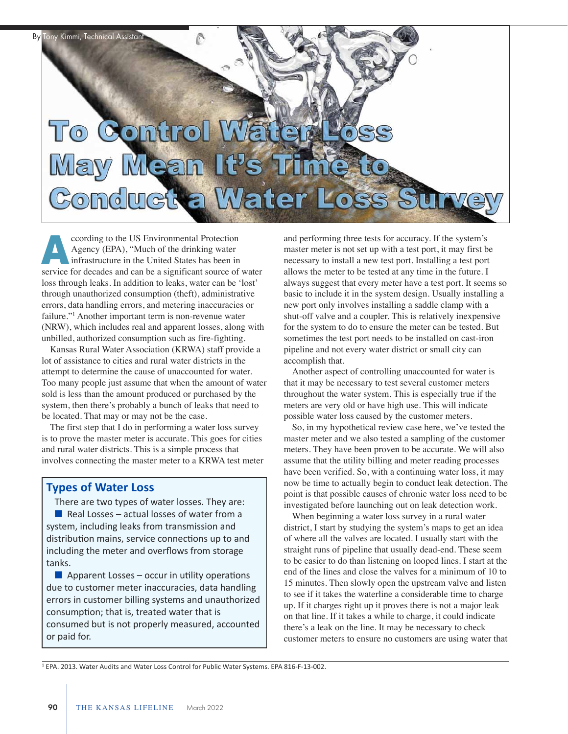By Tony Kimmi, Technical Assistant

# To Control Water Loss May Mean It's Time to Conduct a Water Loss Survey

According to the US Environmental Protection Agency (EPA), "Much of the drinking water infrastructure in the United States has been in service for decades and can be a significant source of water loss through leaks. In addition to leaks, water can be 'lost' through unauthorized consumption (theft), administrative errors, data handling errors, and metering inaccuracies or failure."[1] Another important term is non-revenue water (NRW), which includes real and apparent losses, along with unbilled, authorized consumption such as fire-fighting.

Kansas Rural Water Association (KRWA) staff provide a lot of assistance to cities and rural water districts in the attempt to determine the cause of unaccounted for water. Too many people just assume that when the amount of water sold is less than the amount produced or purchased by the system, then there's probably a bunch of leaks that need to be located. That may or may not be the case.

The first step that I do in performing a water loss survey is to prove the master meter is accurate. This goes for cities and rural water districts. This is a simple process that involves connecting the master meter to a KRWA test meter and performing three tests for accuracy. If the system's master meter is not set up with a test port, it may first be necessary to install a new test port. Installing a test port allows the meter to be tested at any time in the future. I always suggest that every meter have a test port. It seems so basic to include it in the system design. Usually installing a new port only involves installing a saddle clamp with a shut-off valve and a coupler. This is relatively inexpensive for the system to do to ensure the meter can be tested. But sometimes the test port needs to be installed on cast-iron pipeline and not every water district or small city can accomplish that.

Another aspect of controlling unaccounted for water is that it may be necessary to test several customer meters throughout the water system. This is especially true if the meters are very old or have high use. This will indicate possible water loss caused by the customer meters.

So, in my hypothetical review case here, we've tested the master meter and we also tested a sampling of the customer meters. They have been proven to be accurate. We will also assume that the utility billing and meter reading processes have been verified. So, with a continuing water loss, it may now be time to actually begin to conduct leak detection. The point is that possible causes of chronic water loss need to be investigated before launching out on leak detection work.

When beginning a water loss survey in a rural water district, I start by studying the system's maps to get an idea of where all the valves are located. I usually start with the straight runs of pipeline that usually dead-end. These seem to be easier to do than listening on looped lines. I start at the end of the lines and close the valves for a minimum of 10 to 15 minutes. Then slowly open the upstream valve and listen to see if it takes the waterline a considerable time to charge up. If it charges right up it proves there is not a major leak on that line. If it takes a while to charge, it could indicate there's a leak on the line. It may be necessary to check customer meters to ensure no customers are using water that

## Types of Water Loss

There are two types of water losses. They are:

- **Real Losses** – actual losses of water from a system, including leaks from transmission and distribution mains, service connections up to and including the meter and overflows from storage tanks.
- **Apparent Losses** – occur in utility operations due to customer meter inaccuracies, data handling errors in customer billing systems and unauthorized consumption; that is, treated water that is consumed but is not properly measured, accounted or paid for.

[1] EPA. 2013. Water Audits and Water Loss Control for Public Water Systems. EPA 816-F-13-002.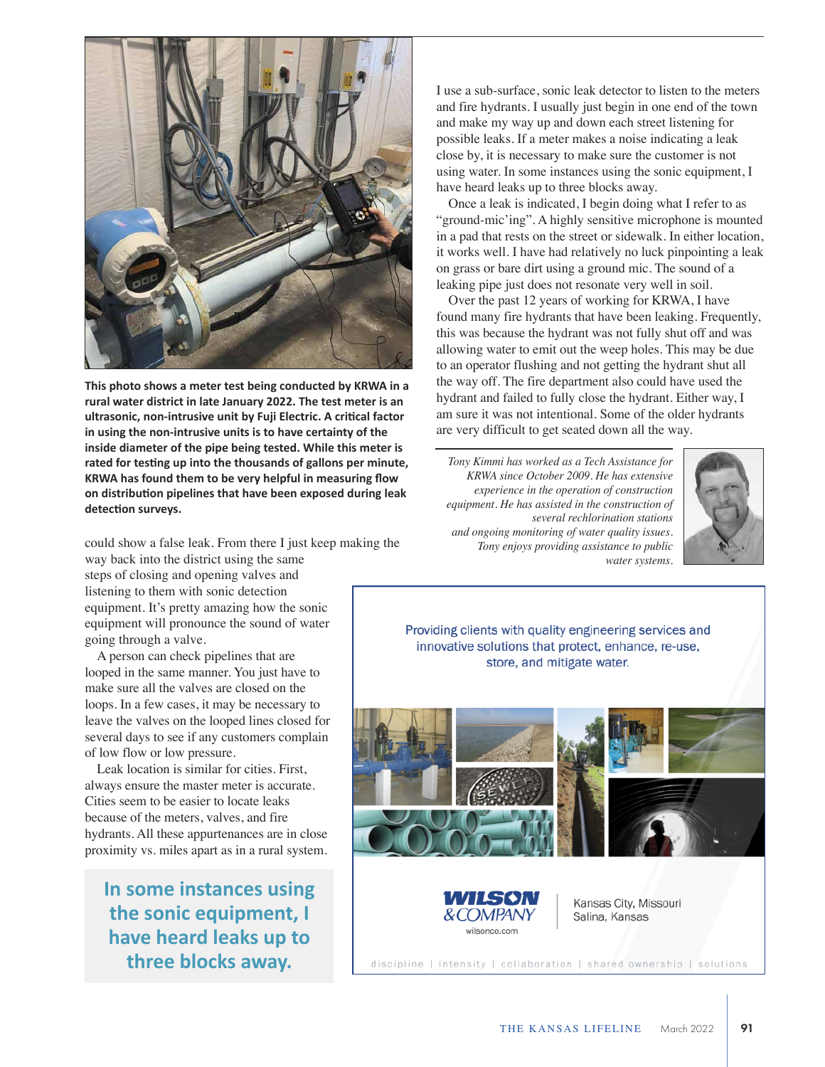This photo shows a meter test being conducted by KRWA in a rural water district in late January 2022. The test meter is an ultrasonic, non-intrusive unit by Fuji Electric. A critical factor in using the non-intrusive units is to have certainty of the inside diameter of the pipe being tested. While this meter is rated for testing up into the thousands of gallons per minute, KRWA has found them to be very helpful in measuring flow on distribution pipelines that have been exposed during leak detection surveys.

could show a false leak. From there I just keep making the way back into the district using the same steps of closing and opening valves and listening to them with sonic detection equipment. It's pretty amazing how the sonic equipment will pronounce the sound of water going through a valve.

A person can check pipelines that are looped in the same manner. You just have to make sure all the valves are closed on the loops. In a few cases, it may be necessary to leave the valves on the looped lines closed for several days to see if any customers complain of low flow or low pressure.

Leak location is similar for cities. First, always ensure the master meter is accurate. Cities seem to be easier to locate leaks because of the meters, valves, and fire hydrants. All these appurtenances are in close proximity vs. miles apart as in a rural system.

> **In some instances using the sonic equipment, I have heard leaks up to three blocks away.**

I use a sub-surface, sonic leak detector to listen to the meters and fire hydrants. I usually just begin in one end of the town and make my way up and down each street listening for possible leaks. If a meter makes a noise indicating a leak close by, it is necessary to make sure the customer is not using water. In some instances using the sonic equipment, I have heard leaks up to three blocks away.

Once a leak is indicated, I begin doing what I refer to as "ground-mic'ing". A highly sensitive microphone is mounted in a pad that rests on the street or sidewalk. In either location, it works well. I have had relatively no luck pinpointing a leak on grass or bare dirt using a ground mic. The sound of a leaking pipe just does not resonate very well in soil.

Over the past 12 years of working for KRWA, I have found many fire hydrants that have been leaking. Frequently, this was because the hydrant was not fully shut off and was allowing water to emit out the weep holes. This may be due to an operator flushing and not getting the hydrant shut all the way off. The fire department also could have used the hydrant and failed to fully close the hydrant. Either way, I am sure it was not intentional. Some of the older hydrants are very difficult to get seated down all the way.

*Tony Kimmi has worked as a Tech Assistance for KRWA since October 2009. He has extensive experience in the operation of construction equipment. He has assisted in the construction of several rechlorination stations and ongoing monitoring of water quality issues. Tony enjoys providing assistance to public water systems.*

Providing clients with quality engineering services and innovative solutions that protect, enhance, re-use, store, and mitigate water.

WILSON & COMPANY
wilsonco.com

Kansas City, Missouri
Salina, Kansas

discipline | intensity | collaboration | shared ownership | solutions